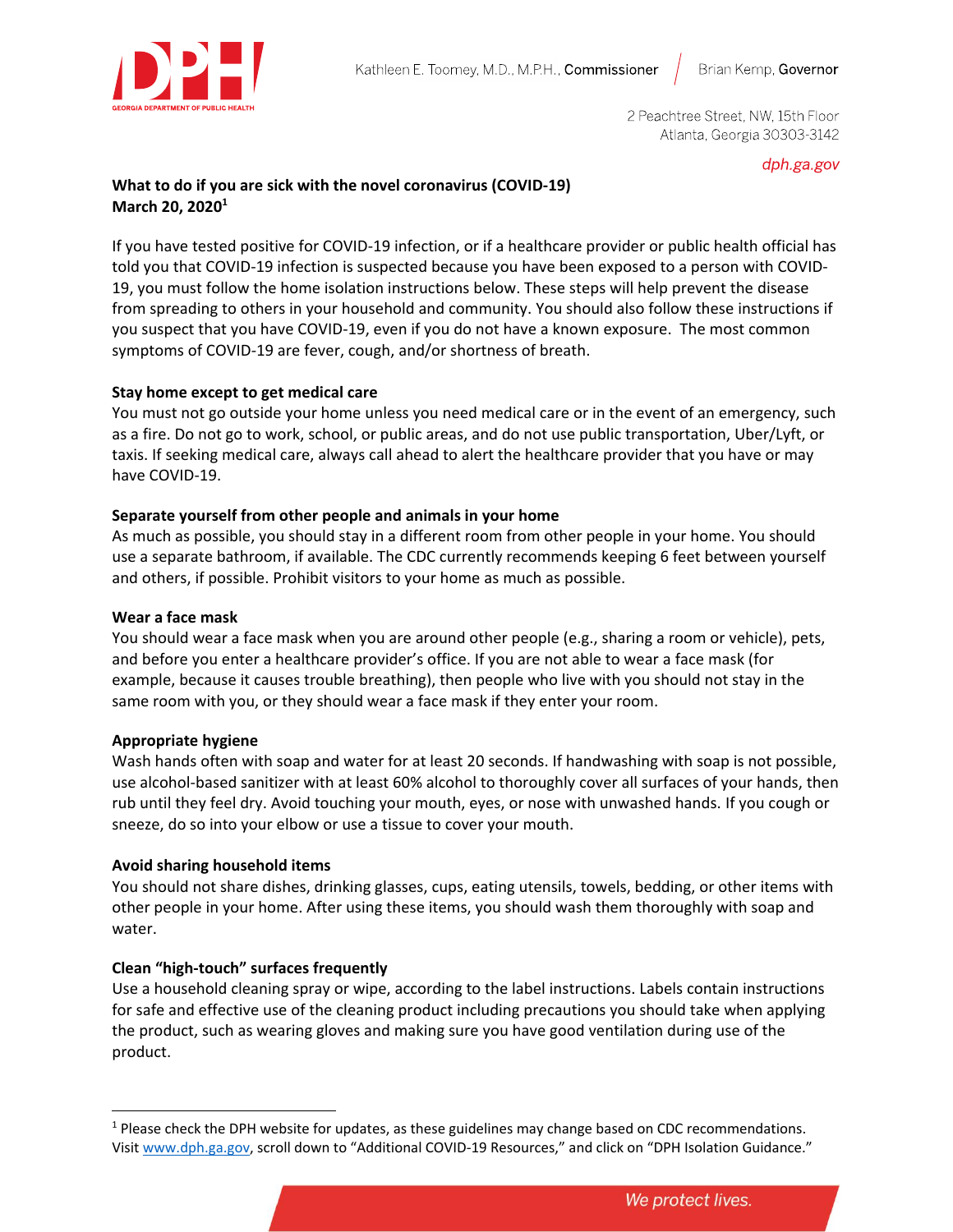GEORGIA DEPARTMENT OF PUBLIC HEALTH

Kathleen E. Toomey, M.D., M.P.H., **Commissioner** | Brian Kemp, **Governor**

2 Peachtree Street, NW, 15th Floor
Atlanta, Georgia 30303-3142

*dph.ga.gov*

**What to do if you are sick with the novel coronavirus (COVID-19)**
**March 20, 2020**[1]

If you have tested positive for COVID-19 infection, or if a healthcare provider or public health official has told you that COVID-19 infection is suspected because you have been exposed to a person with COVID-19, you must follow the home isolation instructions below. These steps will help prevent the disease from spreading to others in your household and community. You should also follow these instructions if you suspect that you have COVID-19, even if you do not have a known exposure. The most common symptoms of COVID-19 are fever, cough, and/or shortness of breath.

**Stay home except to get medical care**
You must not go outside your home unless you need medical care or in the event of an emergency, such as a fire. Do not go to work, school, or public areas, and do not use public transportation, Uber/Lyft, or taxis. If seeking medical care, always call ahead to alert the healthcare provider that you have or may have COVID-19.

**Separate yourself from other people and animals in your home**
As much as possible, you should stay in a different room from other people in your home. You should use a separate bathroom, if available. The CDC currently recommends keeping 6 feet between yourself and others, if possible. Prohibit visitors to your home as much as possible.

**Wear a face mask**
You should wear a face mask when you are around other people (e.g., sharing a room or vehicle), pets, and before you enter a healthcare provider's office. If you are not able to wear a face mask (for example, because it causes trouble breathing), then people who live with you should not stay in the same room with you, or they should wear a face mask if they enter your room.

**Appropriate hygiene**
Wash hands often with soap and water for at least 20 seconds. If handwashing with soap is not possible, use alcohol-based sanitizer with at least 60% alcohol to thoroughly cover all surfaces of your hands, then rub until they feel dry. Avoid touching your mouth, eyes, or nose with unwashed hands. If you cough or sneeze, do so into your elbow or use a tissue to cover your mouth.

**Avoid sharing household items**
You should not share dishes, drinking glasses, cups, eating utensils, towels, bedding, or other items with other people in your home. After using these items, you should wash them thoroughly with soap and water.

**Clean "high-touch" surfaces frequently**
Use a household cleaning spray or wipe, according to the label instructions. Labels contain instructions for safe and effective use of the cleaning product including precautions you should take when applying the product, such as wearing gloves and making sure you have good ventilation during use of the product.

---

[1] Please check the DPH website for updates, as these guidelines may change based on CDC recommendations. Visit www.dph.ga.gov, scroll down to "Additional COVID-19 Resources," and click on "DPH Isolation Guidance."

*We protect lives.*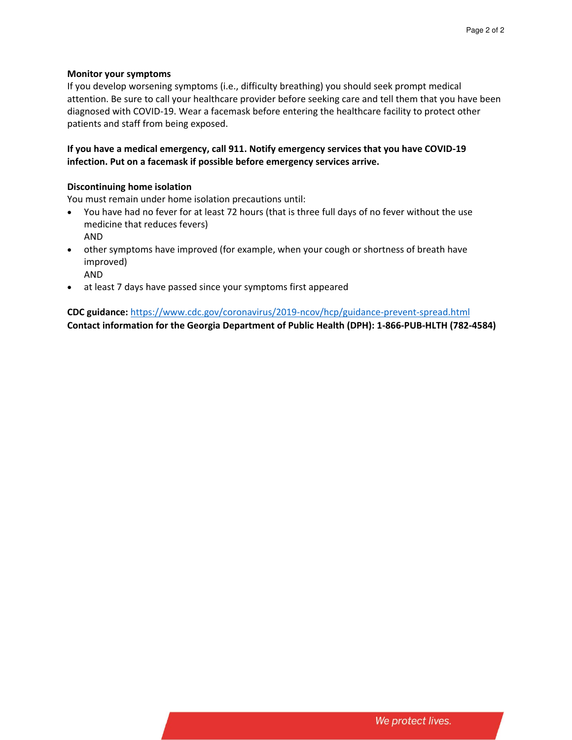**Monitor your symptoms**

If you develop worsening symptoms (i.e., difficulty breathing) you should seek prompt medical attention. Be sure to call your healthcare provider before seeking care and tell them that you have been diagnosed with COVID-19. Wear a facemask before entering the healthcare facility to protect other patients and staff from being exposed.

**If you have a medical emergency, call 911. Notify emergency services that you have COVID-19 infection. Put on a facemask if possible before emergency services arrive.**

**Discontinuing home isolation**

You must remain under home isolation precautions until:

- You have had no fever for at least 72 hours (that is three full days of no fever without the use medicine that reduces fevers)
  AND
- other symptoms have improved (for example, when your cough or shortness of breath have improved)
  AND
- at least 7 days have passed since your symptoms first appeared

**CDC guidance:** https://www.cdc.gov/coronavirus/2019-ncov/hcp/guidance-prevent-spread.html
**Contact information for the Georgia Department of Public Health (DPH): 1-866-PUB-HLTH (782-4584)**

*We protect lives.*